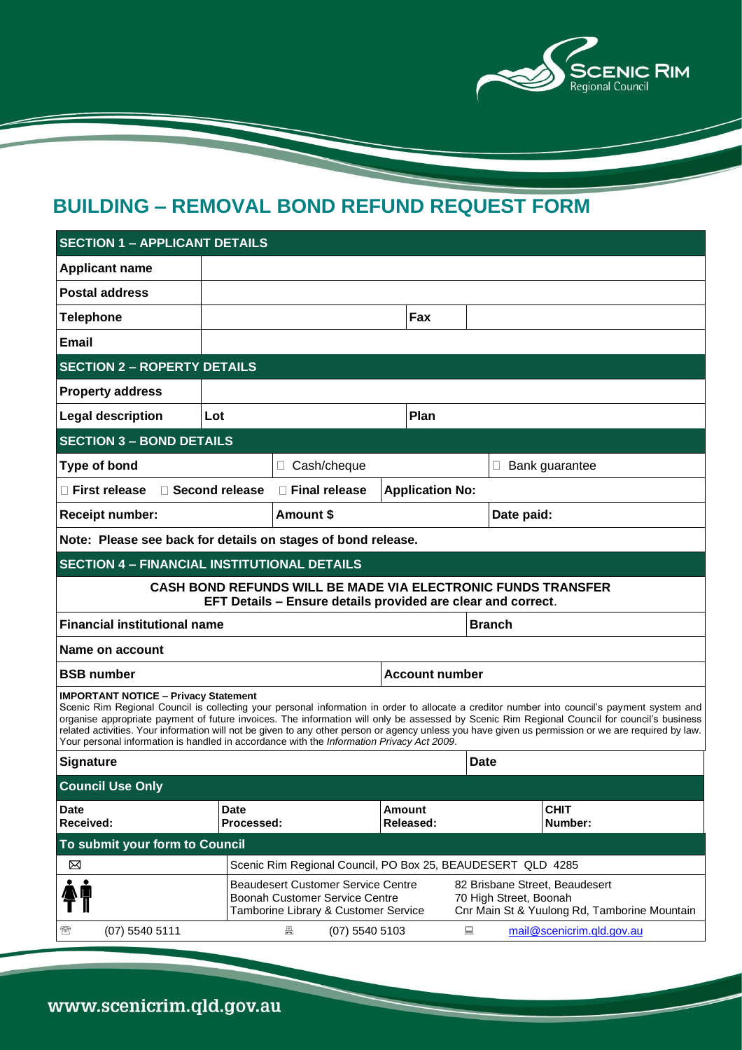# BUILDING – REMOVAL BOND REFUND REQUEST FORM

| **SECTION 1 – APPLICANT DETAILS** | | | |
|---|---|---|---|
| **Applicant name** | | | |
| **Postal address** | | | |
| **Telephone** | | **Fax** | |
| **Email** | | | |

| **SECTION 2 – ROPERTY DETAILS** | | | |
|---|---|---|---|
| **Property address** | | | |
| **Legal description** | **Lot** | **Plan** | |

| **SECTION 3 – BOND DETAILS** | | | |
|---|---|---|---|
| **Type of bond** | ☐ Cash/cheque | ☐ Bank guarantee | |
| ☐ **First release** ☐ **Second release** | ☐ **Final release** | **Application No:** | |
| **Receipt number:** | **Amount $** | **Date paid:** | |
| **Note: Please see back for details on stages of bond release.** | | | |

| **SECTION 4 – FINANCIAL INSTITUTIONAL DETAILS** | |
|---|---|
| **CASH BOND REFUNDS WILL BE MADE VIA ELECTRONIC FUNDS TRANSFER**<br>**EFT Details – Ensure details provided are clear and correct**. | |
| **Financial institutional name** | **Branch** |
| **Name on account** | |
| **BSB number** | **Account number** |

**IMPORTANT NOTICE – Privacy Statement**
Scenic Rim Regional Council is collecting your personal information in order to allocate a creditor number into council's payment system and organise appropriate payment of future invoices. The information will only be assessed by Scenic Rim Regional Council for council's business related activities. Your information will not be given to any other person or agency unless you have given us permission or we are required by law. Your personal information is handled in accordance with the *Information Privacy Act 2009*.

| **Signature** | **Date** |
|---|---|
| | |

| **Council Use Only** | | | |
|---|---|---|---|
| **Date Received:** | **Date Processed:** | **Amount Released:** | **CHIT Number:** |

| **To submit your form to Council** | | |
|---|---|---|
| ✉ | Scenic Rim Regional Council, PO Box 25, BEAUDESERT QLD 4285 | |
| In person | Beaudesert Customer Service Centre<br>Boonah Customer Service Centre<br>Tamborine Library & Customer Service | 82 Brisbane Street, Beaudesert<br>70 High Street, Boonah<br>Cnr Main St & Yuulong Rd, Tamborine Mountain |
| ☎ (07) 5540 5111 | Fax (07) 5540 5103 | Email mail@scenicrim.qld.gov.au |

www.scenicrim.qld.gov.au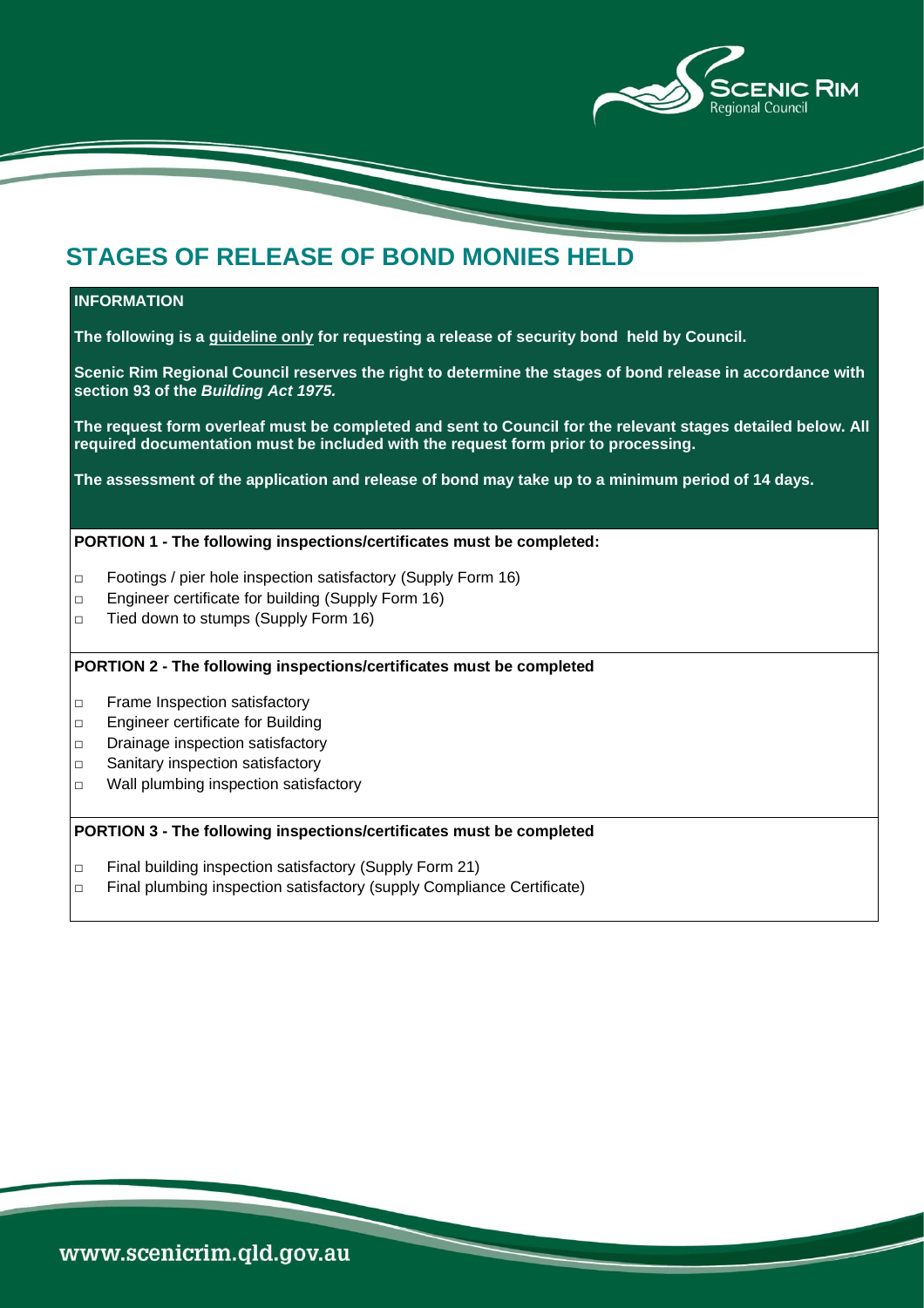# STAGES OF RELEASE OF BOND MONIES HELD

**INFORMATION**

**The following is a guideline only for requesting a release of security bond held by Council.**

**Scenic Rim Regional Council reserves the right to determine the stages of bond release in accordance with section 93 of the *Building Act 1975.***

**The request form overleaf must be completed and sent to Council for the relevant stages detailed below. All required documentation must be included with the request form prior to processing.**

**The assessment of the application and release of bond may take up to a minimum period of 14 days.**

**PORTION 1 - The following inspections/certificates must be completed:**

- □ Footings / pier hole inspection satisfactory (Supply Form 16)
- □ Engineer certificate for building (Supply Form 16)
- □ Tied down to stumps (Supply Form 16)

**PORTION 2 - The following inspections/certificates must be completed**

- □ Frame Inspection satisfactory
- □ Engineer certificate for Building
- □ Drainage inspection satisfactory
- □ Sanitary inspection satisfactory
- □ Wall plumbing inspection satisfactory

**PORTION 3 - The following inspections/certificates must be completed**

- □ Final building inspection satisfactory (Supply Form 21)
- □ Final plumbing inspection satisfactory (supply Compliance Certificate)

www.scenicrim.qld.gov.au